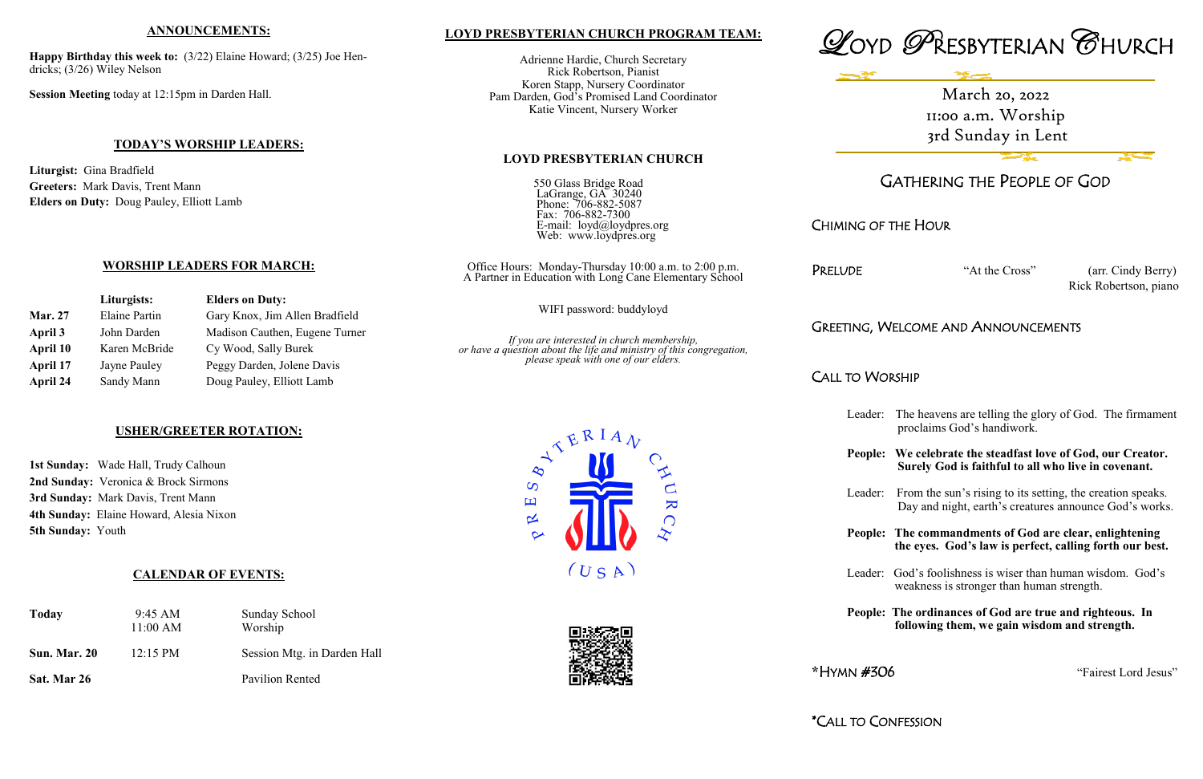## ANNOUNCEMENTS:

**Happy Birthday this week to:** (3/22) Elaine Howard; (3/25) Joe Hendricks; (3/26) Wiley Nelson

**Session Meeting** today at 12:15pm in Darden Hall.

## TODAY'S WORSHIP LEADERS:

**Liturgist:** Gina Bradfield
**Greeters:** Mark Davis, Trent Mann
**Elders on Duty:** Doug Pauley, Elliott Lamb

## WORSHIP LEADERS FOR MARCH:

| | Liturgists: | Elders on Duty: |
|---|---|---|
| **Mar. 27** | Elaine Partin | Gary Knox, Jim Allen Bradfield |
| **April 3** | John Darden | Madison Cauthen, Eugene Turner |
| **April 10** | Karen McBride | Cy Wood, Sally Burek |
| **April 17** | Jayne Pauley | Peggy Darden, Jolene Davis |
| **April 24** | Sandy Mann | Doug Pauley, Elliott Lamb |

## USHER/GREETER ROTATION:

**1st Sunday:** Wade Hall, Trudy Calhoun
**2nd Sunday:** Veronica & Brock Sirmons
**3rd Sunday:** Mark Davis, Trent Mann
**4th Sunday:** Elaine Howard, Alesia Nixon
**5th Sunday:** Youth

## CALENDAR OF EVENTS:

| | | |
|---|---|---|
| **Today** | 9:45 AM | Sunday School |
| | 11:00 AM | Worship |
| **Sun. Mar. 20** | 12:15 PM | Session Mtg. in Darden Hall |
| **Sat. Mar 26** | | Pavilion Rented |

## LOYD PRESBYTERIAN CHURCH PROGRAM TEAM:

Adrienne Hardie, Church Secretary
Rick Robertson, Pianist
Koren Stapp, Nursery Coordinator
Pam Darden, God's Promised Land Coordinator
Katie Vincent, Nursery Worker

## LOYD PRESBYTERIAN CHURCH

550 Glass Bridge Road
LaGrange, GA 30240
Phone: 706-882-5087
Fax: 706-882-7300
E-mail: loyd@loydpres.org
Web: www.loydpres.org

Office Hours: Monday-Thursday 10:00 a.m. to 2:00 p.m.
A Partner in Education with Long Cane Elementary School

WIFI password: buddyloyd

*If you are interested in church membership, or have a question about the life and ministry of this congregation, please speak with one of our elders.*

# LOYD PRESBYTERIAN CHURCH

March 20, 2022
11:00 a.m. Worship
3rd Sunday in Lent

## GATHERING THE PEOPLE OF GOD

### CHIMING OF THE HOUR

### PRELUDE

"At the Cross" (arr. Cindy Berry)
Rick Robertson, piano

### GREETING, WELCOME AND ANNOUNCEMENTS

### CALL TO WORSHIP

Leader: The heavens are telling the glory of God. The firmament proclaims God's handiwork.

**People: We celebrate the steadfast love of God, our Creator. Surely God is faithful to all who live in covenant.**

Leader: From the sun's rising to its setting, the creation speaks. Day and night, earth's creatures announce God's works.

**People: The commandments of God are clear, enlightening the eyes. God's law is perfect, calling forth our best.**

Leader: God's foolishness is wiser than human wisdom. God's weakness is stronger than human strength.

**People: The ordinances of God are true and righteous. In following them, we gain wisdom and strength.**

### *HYMN #306

"Fairest Lord Jesus"

### *CALL TO CONFESSION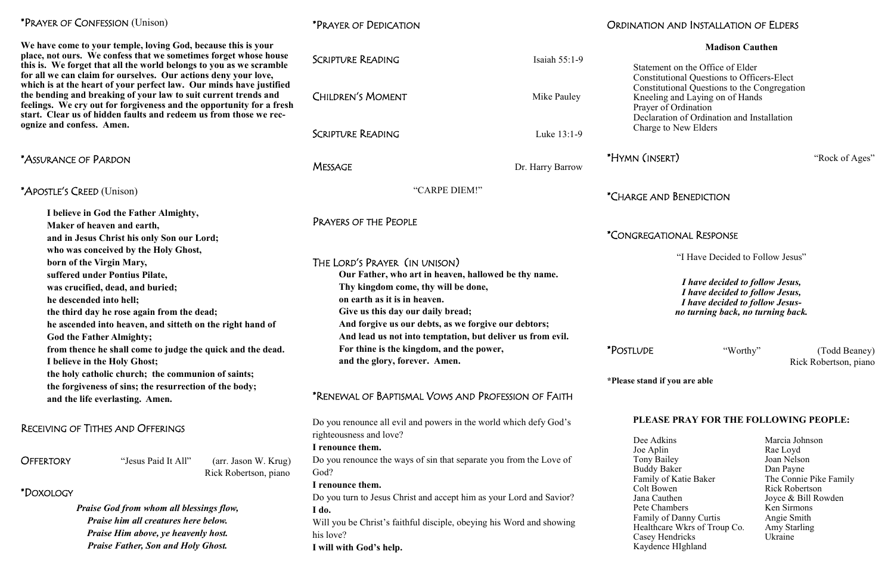## *Prayer of Confession (Unison)

**We have come to your temple, loving God, because this is your place, not ours. We confess that we sometimes forget whose house this is. We forget that all the world belongs to you as we scramble for all we can claim for ourselves. Our actions deny your love, which is at the heart of your perfect law. Our minds have justified the bending and breaking of your law to suit current trends and feelings. We cry out for forgiveness and the opportunity for a fresh start. Clear us of hidden faults and redeem us from those we recognize and confess. Amen.**

## *Assurance of Pardon

## *Apostle's Creed (Unison)

**I believe in God the Father Almighty,**
**Maker of heaven and earth,**
**and in Jesus Christ his only Son our Lord;**
**who was conceived by the Holy Ghost,**
**born of the Virgin Mary,**
**suffered under Pontius Pilate,**
**was crucified, dead, and buried;**
**he descended into hell;**
**the third day he rose again from the dead;**
**he ascended into heaven, and sitteth on the right hand of God the Father Almighty;**
**from thence he shall come to judge the quick and the dead.**
**I believe in the Holy Ghost;**
**the holy catholic church; the communion of saints;**
**the forgiveness of sins; the resurrection of the body;**
**and the life everlasting. Amen.**

## Receiving of Tithes and Offerings

Offertory "Jesus Paid It All" (arr. Jason W. Krug)
Rick Robertson, piano

## *Doxology

***Praise God from whom all blessings flow,***
***Praise him all creatures here below.***
***Praise Him above, ye heavenly host.***
***Praise Father, Son and Holy Ghost.***

## *Prayer of Dedication

Scripture Reading Isaiah 55:1-9

Children's Moment Mike Pauley

Scripture Reading Luke 13:1-9

Message Dr. Harry Barrow

"CARPE DIEM!"

## Prayers of the People

## The Lord's Prayer (in unison)

**Our Father, who art in heaven, hallowed be thy name.**
**Thy kingdom come, thy will be done,**
**on earth as it is in heaven.**
**Give us this day our daily bread;**
**And forgive us our debts, as we forgive our debtors;**
**And lead us not into temptation, but deliver us from evil.**
**For thine is the kingdom, and the power,**
**and the glory, forever. Amen.**

## *Renewal of Baptismal Vows and Profession of Faith

Do you renounce all evil and powers in the world which defy God's righteousness and love?
**I renounce them.**
Do you renounce the ways of sin that separate you from the Love of God?
**I renounce them.**
Do you turn to Jesus Christ and accept him as your Lord and Savior?
**I do.**
Will you be Christ's faithful disciple, obeying his Word and showing his love?
**I will with God's help.**

## Ordination and Installation of Elders

**Madison Cauthen**

Statement on the Office of Elder
Constitutional Questions to Officers-Elect
Constitutional Questions to the Congregation
Kneeling and Laying on of Hands
Prayer of Ordination
Declaration of Ordination and Installation
Charge to New Elders

## *Hymn (insert) "Rock of Ages"

## *Charge and Benediction

## *Congregational Response

"I Have Decided to Follow Jesus"

***I have decided to follow Jesus,***
***I have decided to follow Jesus,***
***I have decided to follow Jesus-***
***no turning back, no turning back.***

## *Postlude "Worthy" (Todd Beaney)

Rick Robertson, piano

**\*Please stand if you are able**

### PLEASE PRAY FOR THE FOLLOWING PEOPLE:

Dee Adkins
Joe Aplin
Tony Bailey
Buddy Baker
Family of Katie Baker
Colt Bowen
Jana Cauthen
Pete Chambers
Family of Danny Curtis
Healthcare Wkrs of Troup Co.
Casey Hendricks
Kaydence HIghland
Marcia Johnson
Rae Loyd
Joan Nelson
Dan Payne
The Connie Pike Family
Rick Robertson
Joyce & Bill Rowden
Ken Sirmons
Angie Smith
Amy Starling
Ukraine